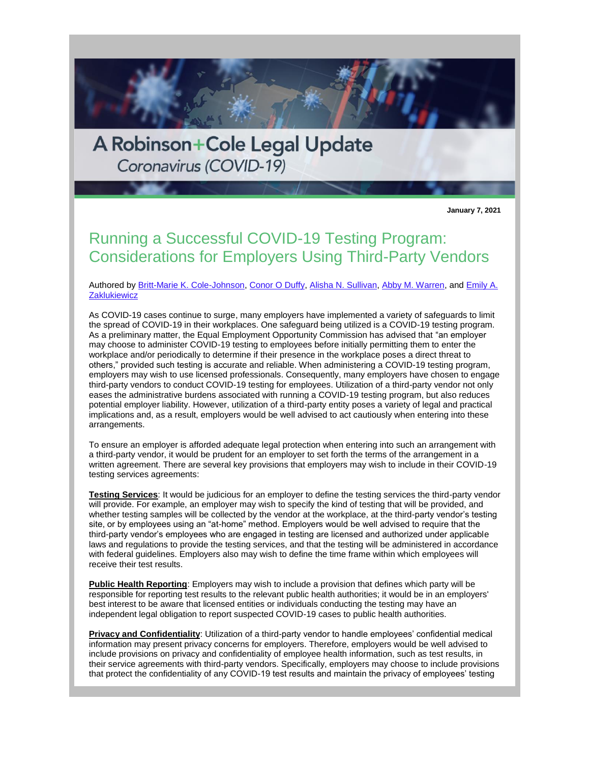A Robinson+Cole Legal Update

*Coronavirus (COVID-19)*

**January 7, 2021**

# Running a Successful COVID-19 Testing Program: Considerations for Employers Using Third-Party Vendors

Authored by Britt-Marie K. Cole-Johnson, Conor O Duffy, Alisha N. Sullivan, Abby M. Warren, and Emily A. Zaklukiewicz

As COVID-19 cases continue to surge, many employers have implemented a variety of safeguards to limit the spread of COVID-19 in their workplaces. One safeguard being utilized is a COVID-19 testing program. As a preliminary matter, the Equal Employment Opportunity Commission has advised that "an employer may choose to administer COVID-19 testing to employees before initially permitting them to enter the workplace and/or periodically to determine if their presence in the workplace poses a direct threat to others," provided such testing is accurate and reliable. When administering a COVID-19 testing program, employers may wish to use licensed professionals. Consequently, many employers have chosen to engage third-party vendors to conduct COVID-19 testing for employees. Utilization of a third-party vendor not only eases the administrative burdens associated with running a COVID-19 testing program, but also reduces potential employer liability. However, utilization of a third-party entity poses a variety of legal and practical implications and, as a result, employers would be well advised to act cautiously when entering into these arrangements.

To ensure an employer is afforded adequate legal protection when entering into such an arrangement with a third-party vendor, it would be prudent for an employer to set forth the terms of the arrangement in a written agreement. There are several key provisions that employers may wish to include in their COVID-19 testing services agreements:

**Testing Services**: It would be judicious for an employer to define the testing services the third-party vendor will provide. For example, an employer may wish to specify the kind of testing that will be provided, and whether testing samples will be collected by the vendor at the workplace, at the third-party vendor's testing site, or by employees using an "at-home" method. Employers would be well advised to require that the third-party vendor's employees who are engaged in testing are licensed and authorized under applicable laws and regulations to provide the testing services, and that the testing will be administered in accordance with federal guidelines. Employers also may wish to define the time frame within which employees will receive their test results.

**Public Health Reporting**: Employers may wish to include a provision that defines which party will be responsible for reporting test results to the relevant public health authorities; it would be in an employers' best interest to be aware that licensed entities or individuals conducting the testing may have an independent legal obligation to report suspected COVID-19 cases to public health authorities.

**Privacy and Confidentiality**: Utilization of a third-party vendor to handle employees' confidential medical information may present privacy concerns for employers. Therefore, employers would be well advised to include provisions on privacy and confidentiality of employee health information, such as test results, in their service agreements with third-party vendors. Specifically, employers may choose to include provisions that protect the confidentiality of any COVID-19 test results and maintain the privacy of employees' testing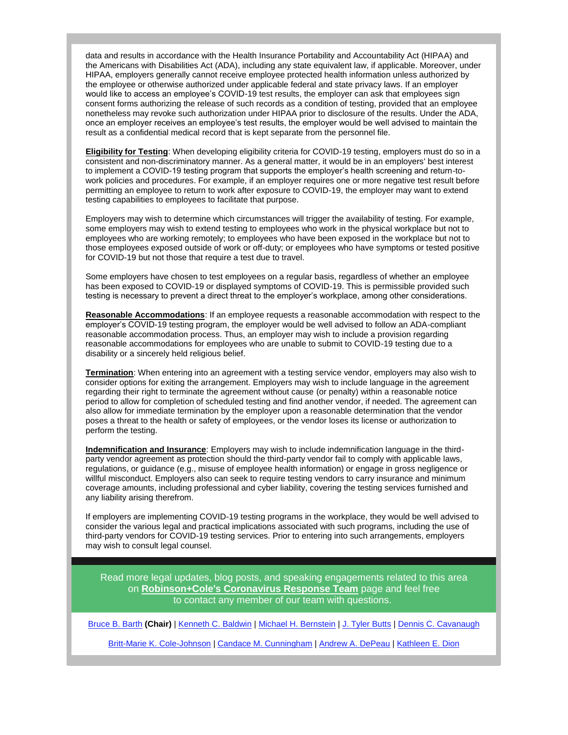data and results in accordance with the Health Insurance Portability and Accountability Act (HIPAA) and the Americans with Disabilities Act (ADA), including any state equivalent law, if applicable. Moreover, under HIPAA, employers generally cannot receive employee protected health information unless authorized by the employee or otherwise authorized under applicable federal and state privacy laws. If an employer would like to access an employee's COVID-19 test results, the employer can ask that employees sign consent forms authorizing the release of such records as a condition of testing, provided that an employee nonetheless may revoke such authorization under HIPAA prior to disclosure of the results. Under the ADA, once an employer receives an employee's test results, the employer would be well advised to maintain the result as a confidential medical record that is kept separate from the personnel file.

**Eligibility for Testing**: When developing eligibility criteria for COVID-19 testing, employers must do so in a consistent and non-discriminatory manner. As a general matter, it would be in an employers' best interest to implement a COVID-19 testing program that supports the employer's health screening and return-to-work policies and procedures. For example, if an employer requires one or more negative test result before permitting an employee to return to work after exposure to COVID-19, the employer may want to extend testing capabilities to employees to facilitate that purpose.

Employers may wish to determine which circumstances will trigger the availability of testing. For example, some employers may wish to extend testing to employees who work in the physical workplace but not to employees who are working remotely; to employees who have been exposed in the workplace but not to those employees exposed outside of work or off-duty; or employees who have symptoms or tested positive for COVID-19 but not those that require a test due to travel.

Some employers have chosen to test employees on a regular basis, regardless of whether an employee has been exposed to COVID-19 or displayed symptoms of COVID-19. This is permissible provided such testing is necessary to prevent a direct threat to the employer's workplace, among other considerations.

**Reasonable Accommodations**: If an employee requests a reasonable accommodation with respect to the employer's COVID-19 testing program, the employer would be well advised to follow an ADA-compliant reasonable accommodation process. Thus, an employer may wish to include a provision regarding reasonable accommodations for employees who are unable to submit to COVID-19 testing due to a disability or a sincerely held religious belief.

**Termination**: When entering into an agreement with a testing service vendor, employers may also wish to consider options for exiting the arrangement. Employers may wish to include language in the agreement regarding their right to terminate the agreement without cause (or penalty) within a reasonable notice period to allow for completion of scheduled testing and find another vendor, if needed. The agreement can also allow for immediate termination by the employer upon a reasonable determination that the vendor poses a threat to the health or safety of employees, or the vendor loses its license or authorization to perform the testing.

**Indemnification and Insurance**: Employers may wish to include indemnification language in the third-party vendor agreement as protection should the third-party vendor fail to comply with applicable laws, regulations, or guidance (e.g., misuse of employee health information) or engage in gross negligence or willful misconduct. Employers also can seek to require testing vendors to carry insurance and minimum coverage amounts, including professional and cyber liability, covering the testing services furnished and any liability arising therefrom.

If employers are implementing COVID-19 testing programs in the workplace, they would be well advised to consider the various legal and practical implications associated with such programs, including the use of third-party vendors for COVID-19 testing services. Prior to entering into such arrangements, employers may wish to consult legal counsel.

Read more legal updates, blog posts, and speaking engagements related to this area on **Robinson+Cole's Coronavirus Response Team** page and feel free to contact any member of our team with questions.

Bruce B. Barth **(Chair)** | Kenneth C. Baldwin | Michael H. Bernstein | J. Tyler Butts | Dennis C. Cavanaugh

Britt-Marie K. Cole-Johnson | Candace M. Cunningham | Andrew A. DePeau | Kathleen E. Dion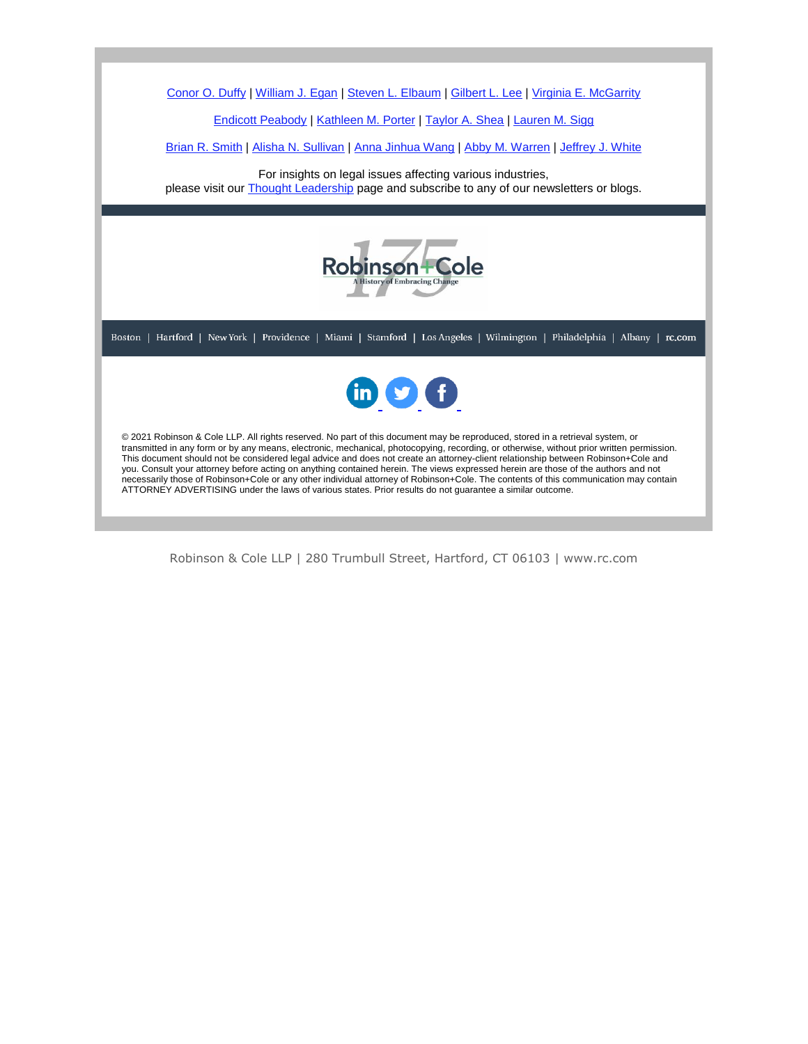Conor O. Duffy | William J. Egan | Steven L. Elbaum | Gilbert L. Lee | Virginia E. McGarrity

Endicott Peabody | Kathleen M. Porter | Taylor A. Shea | Lauren M. Sigg

Brian R. Smith | Alisha N. Sullivan | Anna Jinhua Wang | Abby M. Warren | Jeffrey J. White

For insights on legal issues affecting various industries,
please visit our Thought Leadership page and subscribe to any of our newsletters or blogs.

Robinson+Cole
A History of Embracing Change

Boston | Hartford | New York | Providence | Miami | Stamford | Los Angeles | Wilmington | Philadelphia | Albany | rc.com

© 2021 Robinson & Cole LLP. All rights reserved. No part of this document may be reproduced, stored in a retrieval system, or transmitted in any form or by any means, electronic, mechanical, photocopying, recording, or otherwise, without prior written permission. This document should not be considered legal advice and does not create an attorney-client relationship between Robinson+Cole and you. Consult your attorney before acting on anything contained herein. The views expressed herein are those of the authors and not necessarily those of Robinson+Cole or any other individual attorney of Robinson+Cole. The contents of this communication may contain ATTORNEY ADVERTISING under the laws of various states. Prior results do not guarantee a similar outcome.

Robinson & Cole LLP | 280 Trumbull Street, Hartford, CT 06103 | www.rc.com